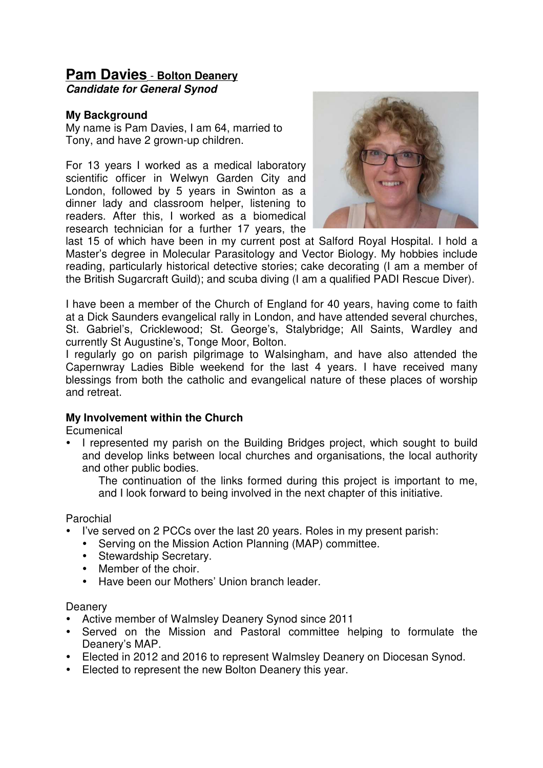# Pam Davies - Bolton Deanery

***Candidate for General Synod***

**My Background**

My name is Pam Davies, I am 64, married to Tony, and have 2 grown-up children.

For 13 years I worked as a medical laboratory scientific officer in Welwyn Garden City and London, followed by 5 years in Swinton as a dinner lady and classroom helper, listening to readers. After this, I worked as a biomedical research technician for a further 17 years, the last 15 of which have been in my current post at Salford Royal Hospital. I hold a Master's degree in Molecular Parasitology and Vector Biology. My hobbies include reading, particularly historical detective stories; cake decorating (I am a member of the British Sugarcraft Guild); and scuba diving (I am a qualified PADI Rescue Diver).

I have been a member of the Church of England for 40 years, having come to faith at a Dick Saunders evangelical rally in London, and have attended several churches, St. Gabriel's, Cricklewood; St. George's, Stalybridge; All Saints, Wardley and currently St Augustine's, Tonge Moor, Bolton.

I regularly go on parish pilgrimage to Walsingham, and have also attended the Capernwray Ladies Bible weekend for the last 4 years. I have received many blessings from both the catholic and evangelical nature of these places of worship and retreat.

**My Involvement within the Church**

Ecumenical

- I represented my parish on the Building Bridges project, which sought to build and develop links between local churches and organisations, the local authority and other public bodies.

  The continuation of the links formed during this project is important to me, and I look forward to being involved in the next chapter of this initiative.

Parochial

- I've served on 2 PCCs over the last 20 years. Roles in my present parish:
  - Serving on the Mission Action Planning (MAP) committee.
  - Stewardship Secretary.
  - Member of the choir.
  - Have been our Mothers' Union branch leader.

Deanery

- Active member of Walmsley Deanery Synod since 2011
- Served on the Mission and Pastoral committee helping to formulate the Deanery's MAP.
- Elected in 2012 and 2016 to represent Walmsley Deanery on Diocesan Synod.
- Elected to represent the new Bolton Deanery this year.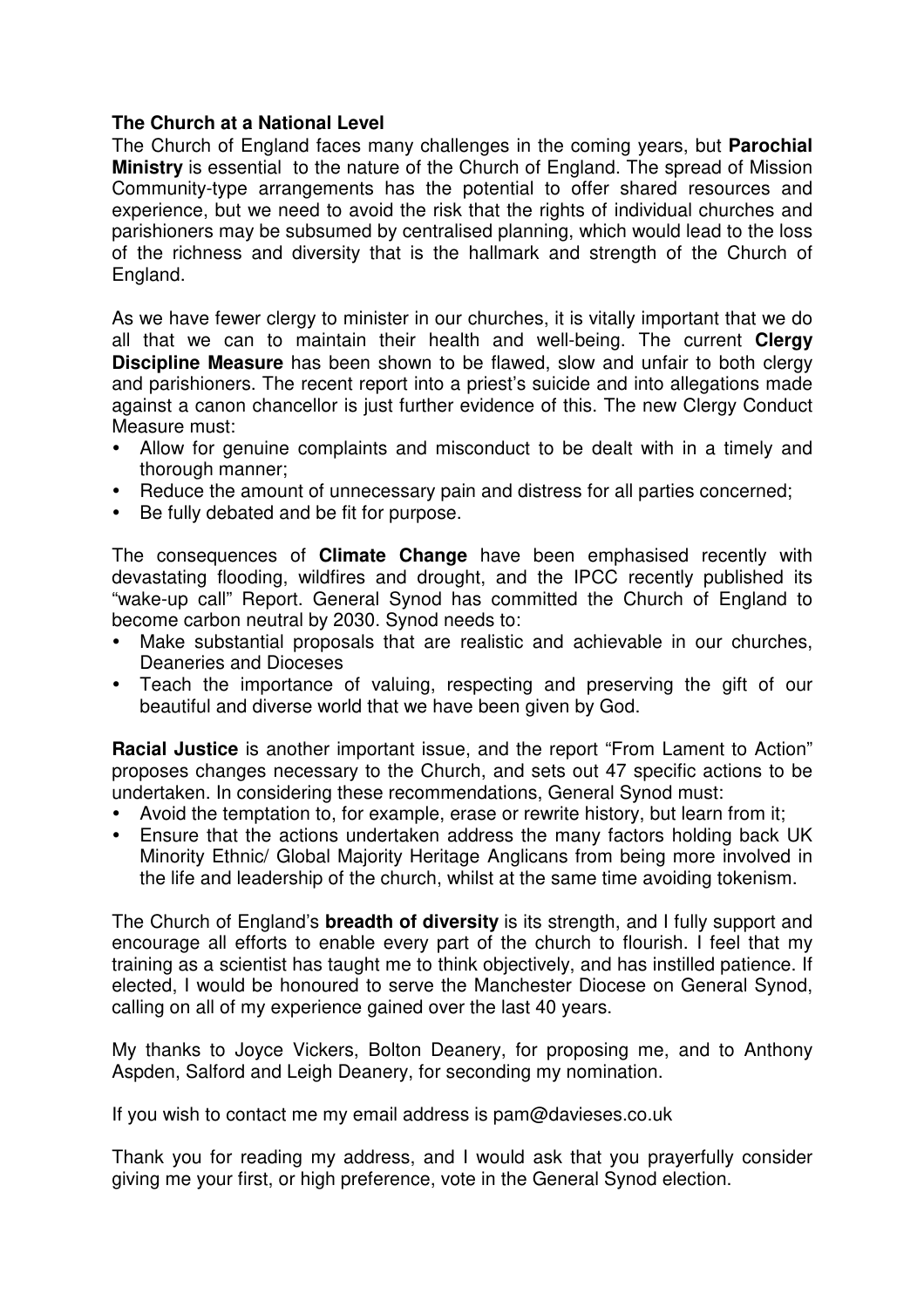**The Church at a National Level**

The Church of England faces many challenges in the coming years, but **Parochial Ministry** is essential to the nature of the Church of England. The spread of Mission Community-type arrangements has the potential to offer shared resources and experience, but we need to avoid the risk that the rights of individual churches and parishioners may be subsumed by centralised planning, which would lead to the loss of the richness and diversity that is the hallmark and strength of the Church of England.

As we have fewer clergy to minister in our churches, it is vitally important that we do all that we can to maintain their health and well-being. The current **Clergy Discipline Measure** has been shown to be flawed, slow and unfair to both clergy and parishioners. The recent report into a priest's suicide and into allegations made against a canon chancellor is just further evidence of this. The new Clergy Conduct Measure must:

- Allow for genuine complaints and misconduct to be dealt with in a timely and thorough manner;
- Reduce the amount of unnecessary pain and distress for all parties concerned;
- Be fully debated and be fit for purpose.

The consequences of **Climate Change** have been emphasised recently with devastating flooding, wildfires and drought, and the IPCC recently published its "wake-up call" Report. General Synod has committed the Church of England to become carbon neutral by 2030. Synod needs to:

- Make substantial proposals that are realistic and achievable in our churches, Deaneries and Dioceses
- Teach the importance of valuing, respecting and preserving the gift of our beautiful and diverse world that we have been given by God.

**Racial Justice** is another important issue, and the report "From Lament to Action" proposes changes necessary to the Church, and sets out 47 specific actions to be undertaken. In considering these recommendations, General Synod must:

- Avoid the temptation to, for example, erase or rewrite history, but learn from it;
- Ensure that the actions undertaken address the many factors holding back UK Minority Ethnic/ Global Majority Heritage Anglicans from being more involved in the life and leadership of the church, whilst at the same time avoiding tokenism.

The Church of England's **breadth of diversity** is its strength, and I fully support and encourage all efforts to enable every part of the church to flourish. I feel that my training as a scientist has taught me to think objectively, and has instilled patience. If elected, I would be honoured to serve the Manchester Diocese on General Synod, calling on all of my experience gained over the last 40 years.

My thanks to Joyce Vickers, Bolton Deanery, for proposing me, and to Anthony Aspden, Salford and Leigh Deanery, for seconding my nomination.

If you wish to contact me my email address is pam@davieses.co.uk

Thank you for reading my address, and I would ask that you prayerfully consider giving me your first, or high preference, vote in the General Synod election.